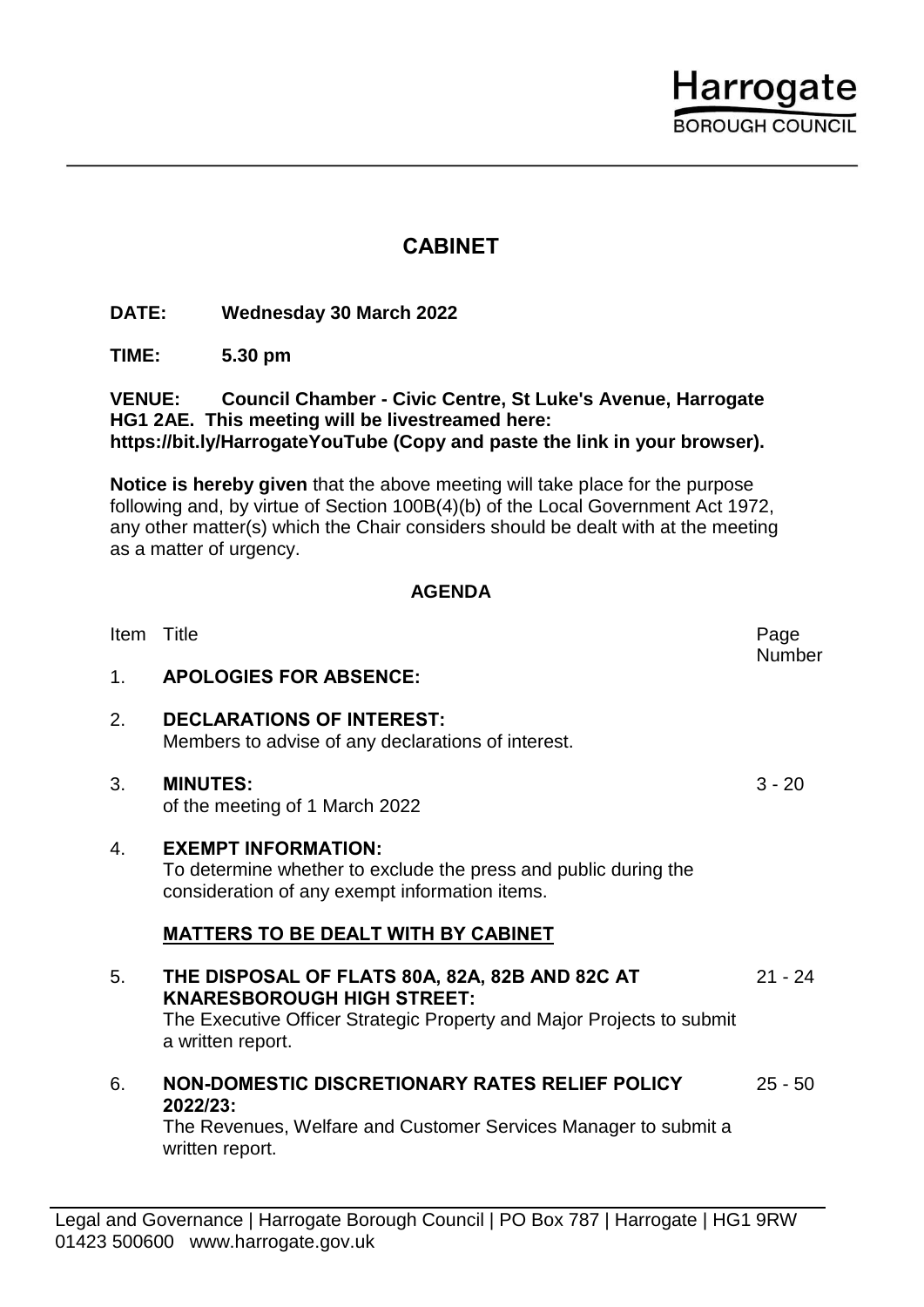Harrogate
BOROUGH COUNCIL

# CABINET

**DATE: Wednesday 30 March 2022**

**TIME: 5.30 pm**

**VENUE: Council Chamber - Civic Centre, St Luke's Avenue, Harrogate HG1 2AE. This meeting will be livestreamed here: https://bit.ly/HarrogateYouTube (Copy and paste the link in your browser).**

**Notice is hereby given** that the above meeting will take place for the purpose following and, by virtue of Section 100B(4)(b) of the Local Government Act 1972, any other matter(s) which the Chair considers should be dealt with at the meeting as a matter of urgency.

## AGENDA

| Item | Title | Page Number |
|---|---|---|
| 1. | **APOLOGIES FOR ABSENCE:** | |
| 2. | **DECLARATIONS OF INTEREST:** Members to advise of any declarations of interest. | |
| 3. | **MINUTES:** of the meeting of 1 March 2022 | 3 - 20 |
| 4. | **EXEMPT INFORMATION:** To determine whether to exclude the press and public during the consideration of any exempt information items. | |
| | **MATTERS TO BE DEALT WITH BY CABINET** | |
| 5. | **THE DISPOSAL OF FLATS 80A, 82A, 82B AND 82C AT KNARESBOROUGH HIGH STREET:** The Executive Officer Strategic Property and Major Projects to submit a written report. | 21 - 24 |
| 6. | **NON-DOMESTIC DISCRETIONARY RATES RELIEF POLICY 2022/23:** The Revenues, Welfare and Customer Services Manager to submit a written report. | 25 - 50 |

Legal and Governance | Harrogate Borough Council | PO Box 787 | Harrogate | HG1 9RW
01423 500600 www.harrogate.gov.uk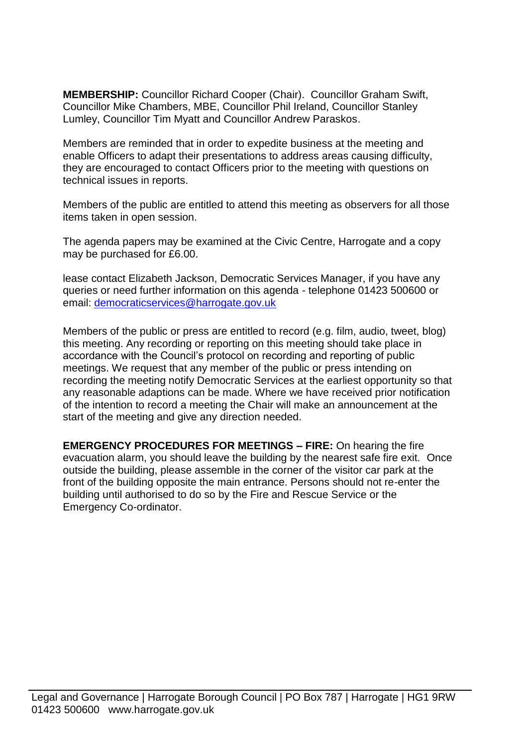**MEMBERSHIP:** Councillor Richard Cooper (Chair). Councillor Graham Swift, Councillor Mike Chambers, MBE, Councillor Phil Ireland, Councillor Stanley Lumley, Councillor Tim Myatt and Councillor Andrew Paraskos.

Members are reminded that in order to expedite business at the meeting and enable Officers to adapt their presentations to address areas causing difficulty, they are encouraged to contact Officers prior to the meeting with questions on technical issues in reports.

Members of the public are entitled to attend this meeting as observers for all those items taken in open session.

The agenda papers may be examined at the Civic Centre, Harrogate and a copy may be purchased for £6.00.

lease contact Elizabeth Jackson, Democratic Services Manager, if you have any queries or need further information on this agenda - telephone 01423 500600 or email: democraticservices@harrogate.gov.uk

Members of the public or press are entitled to record (e.g. film, audio, tweet, blog) this meeting. Any recording or reporting on this meeting should take place in accordance with the Council's protocol on recording and reporting of public meetings. We request that any member of the public or press intending on recording the meeting notify Democratic Services at the earliest opportunity so that any reasonable adaptions can be made. Where we have received prior notification of the intention to record a meeting the Chair will make an announcement at the start of the meeting and give any direction needed.

**EMERGENCY PROCEDURES FOR MEETINGS – FIRE:** On hearing the fire evacuation alarm, you should leave the building by the nearest safe fire exit. Once outside the building, please assemble in the corner of the visitor car park at the front of the building opposite the main entrance. Persons should not re-enter the building until authorised to do so by the Fire and Rescue Service or the Emergency Co-ordinator.

Legal and Governance | Harrogate Borough Council | PO Box 787 | Harrogate | HG1 9RW
01423 500600 www.harrogate.gov.uk